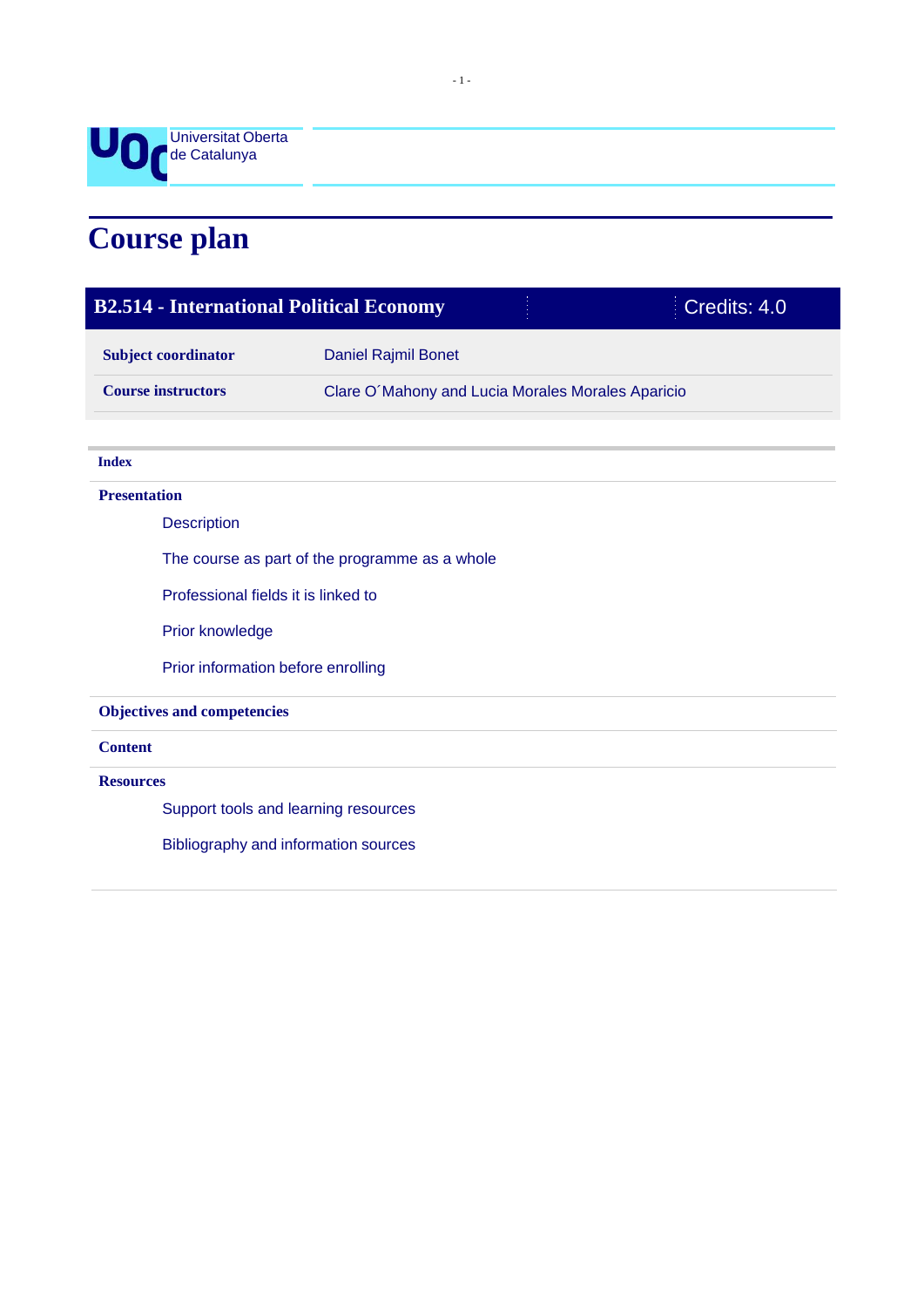Universitat Oberta de Catalunya

# Course plan

| B2.514 - International Political Economy | Credits: 4.0 |
|---|---|
| **Subject coordinator** | Daniel Rajmil Bonet |
| **Course instructors** | Clare O´Mahony and Lucia Morales Morales Aparicio |

**Index**

**Presentation**

- Description
- The course as part of the programme as a whole
- Professional fields it is linked to
- Prior knowledge
- Prior information before enrolling

**Objectives and competencies**

**Content**

**Resources**

- Support tools and learning resources
- Bibliography and information sources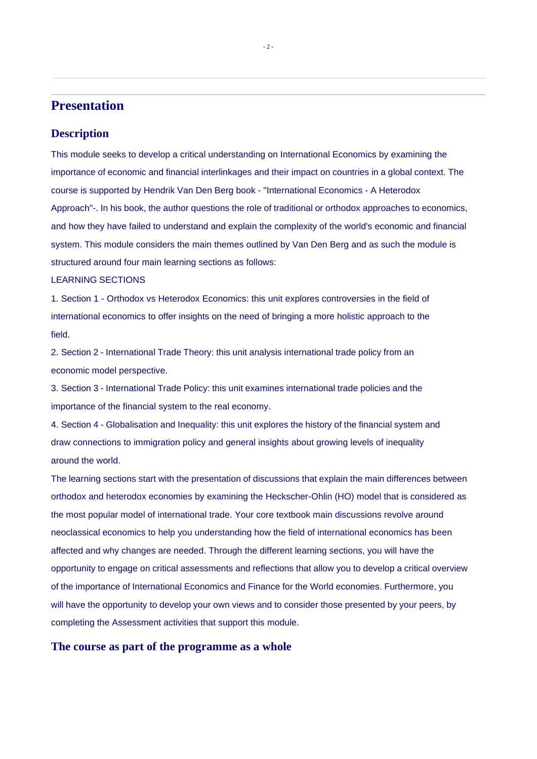# Presentation

## Description

This module seeks to develop a critical understanding on International Economics by examining the importance of economic and financial interlinkages and their impact on countries in a global context. The course is supported by Hendrik Van Den Berg book - "International Economics - A Heterodox Approach"-. In his book, the author questions the role of traditional or orthodox approaches to economics, and how they have failed to understand and explain the complexity of the world's economic and financial system. This module considers the main themes outlined by Van Den Berg and as such the module is structured around four main learning sections as follows:

LEARNING SECTIONS

1. Section 1 - Orthodox vs Heterodox Economics: this unit explores controversies in the field of international economics to offer insights on the need of bringing a more holistic approach to the field.
2. Section 2 - International Trade Theory: this unit analysis international trade policy from an economic model perspective.
3. Section 3 - International Trade Policy: this unit examines international trade policies and the importance of the financial system to the real economy.
4. Section 4 - Globalisation and Inequality: this unit explores the history of the financial system and draw connections to immigration policy and general insights about growing levels of inequality around the world.

The learning sections start with the presentation of discussions that explain the main differences between orthodox and heterodox economies by examining the Heckscher-Ohlin (HO) model that is considered as the most popular model of international trade. Your core textbook main discussions revolve around neoclassical economics to help you understanding how the field of international economics has been affected and why changes are needed. Through the different learning sections, you will have the opportunity to engage on critical assessments and reflections that allow you to develop a critical overview of the importance of International Economics and Finance for the World economies. Furthermore, you will have the opportunity to develop your own views and to consider those presented by your peers, by completing the Assessment activities that support this module.

## The course as part of the programme as a whole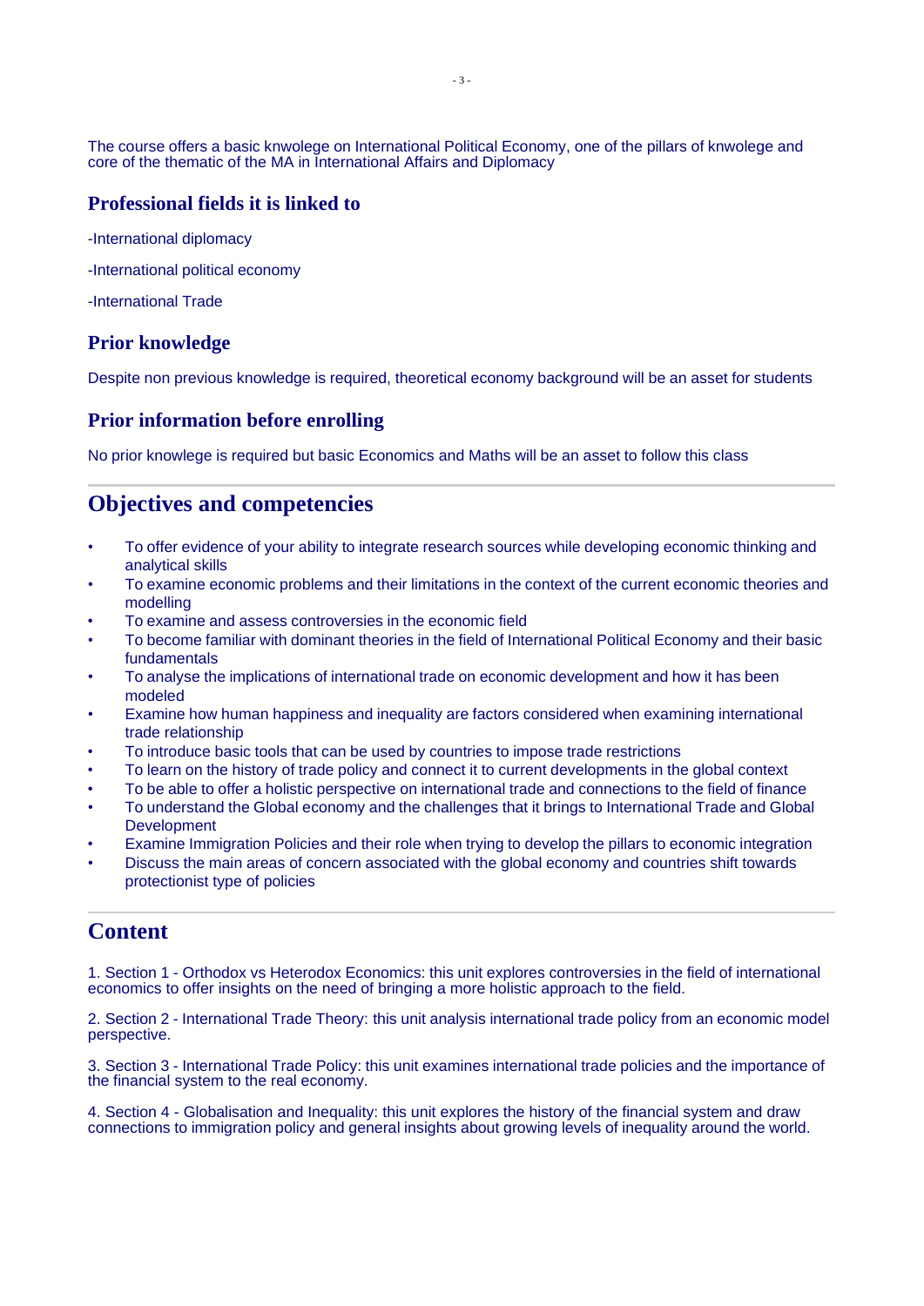The course offers a basic knwolege on International Political Economy, one of the pillars of knwolege and core of the thematic of the MA in International Affairs and Diplomacy

## Professional fields it is linked to

-International diplomacy

-International political economy

-International Trade

## Prior knowledge

Despite non previous knowledge is required, theoretical economy background will be an asset for students

## Prior information before enrolling

No prior knowlege is required but basic Economics and Maths will be an asset to follow this class

# Objectives and competencies

- To offer evidence of your ability to integrate research sources while developing economic thinking and analytical skills
- To examine economic problems and their limitations in the context of the current economic theories and modelling
- To examine and assess controversies in the economic field
- To become familiar with dominant theories in the field of International Political Economy and their basic fundamentals
- To analyse the implications of international trade on economic development and how it has been modeled
- Examine how human happiness and inequality are factors considered when examining international trade relationship
- To introduce basic tools that can be used by countries to impose trade restrictions
- To learn on the history of trade policy and connect it to current developments in the global context
- To be able to offer a holistic perspective on international trade and connections to the field of finance
- To understand the Global economy and the challenges that it brings to International Trade and Global Development
- Examine Immigration Policies and their role when trying to develop the pillars to economic integration
- Discuss the main areas of concern associated with the global economy and countries shift towards protectionist type of policies

# Content

1. Section 1 - Orthodox vs Heterodox Economics: this unit explores controversies in the field of international economics to offer insights on the need of bringing a more holistic approach to the field.

2. Section 2 - International Trade Theory: this unit analysis international trade policy from an economic model perspective.

3. Section 3 - International Trade Policy: this unit examines international trade policies and the importance of the financial system to the real economy.

4. Section 4 - Globalisation and Inequality: this unit explores the history of the financial system and draw connections to immigration policy and general insights about growing levels of inequality around the world.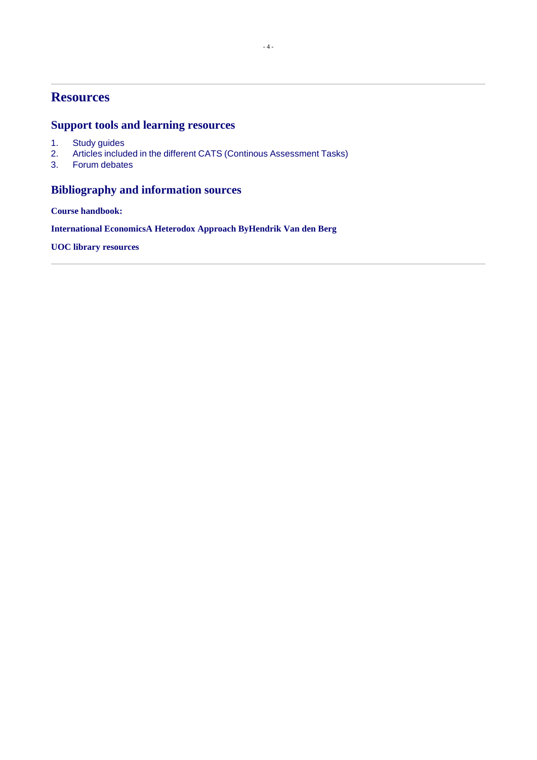## Resources

### Support tools and learning resources

1. Study guides
2. Articles included in the different CATS (Continous Assessment Tasks)
3. Forum debates

### Bibliography and information sources

**Course handbook:**

**International EconomicsA Heterodox Approach ByHendrik Van den Berg**

**UOC library resources**